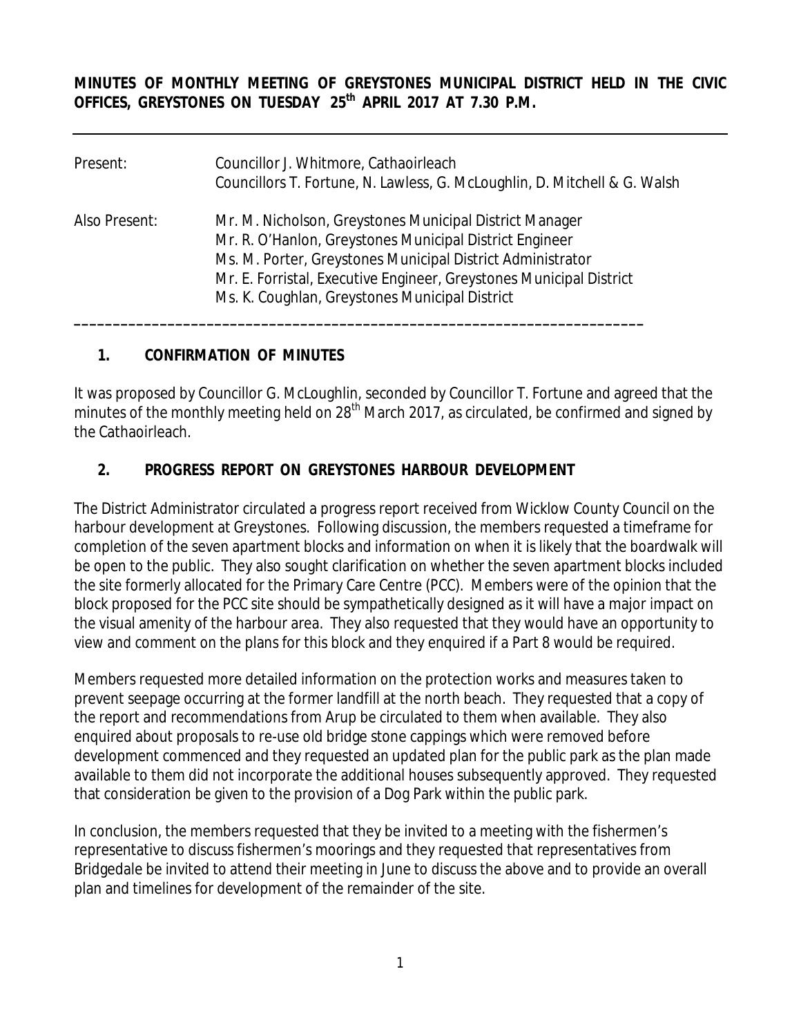**MINUTES OF MONTHLY MEETING OF GREYSTONES MUNICIPAL DISTRICT HELD IN THE CIVIC OFFICES, GREYSTONES ON TUESDAY 25th APRIL 2017 AT 7.30 P.M.**

| | |
|---|---|
| Present: | Councillor J. Whitmore, Cathaoirleach<br>Councillors T. Fortune, N. Lawless, G. McLoughlin, D. Mitchell & G. Walsh |
| Also Present: | Mr. M. Nicholson, Greystones Municipal District Manager<br>Mr. R. O'Hanlon, Greystones Municipal District Engineer<br>Ms. M. Porter, Greystones Municipal District Administrator<br>Mr. E. Forristal, Executive Engineer, Greystones Municipal District<br>Ms. K. Coughlan, Greystones Municipal District |

---

## 1. CONFIRMATION OF MINUTES

It was proposed by Councillor G. McLoughlin, seconded by Councillor T. Fortune and agreed that the minutes of the monthly meeting held on 28th March 2017, as circulated, be confirmed and signed by the Cathaoirleach.

## 2. PROGRESS REPORT ON GREYSTONES HARBOUR DEVELOPMENT

The District Administrator circulated a progress report received from Wicklow County Council on the harbour development at Greystones. Following discussion, the members requested a timeframe for completion of the seven apartment blocks and information on when it is likely that the boardwalk will be open to the public. They also sought clarification on whether the seven apartment blocks included the site formerly allocated for the Primary Care Centre (PCC). Members were of the opinion that the block proposed for the PCC site should be sympathetically designed as it will have a major impact on the visual amenity of the harbour area. They also requested that they would have an opportunity to view and comment on the plans for this block and they enquired if a Part 8 would be required.

Members requested more detailed information on the protection works and measures taken to prevent seepage occurring at the former landfill at the north beach. They requested that a copy of the report and recommendations from Arup be circulated to them when available. They also enquired about proposals to re-use old bridge stone cappings which were removed before development commenced and they requested an updated plan for the public park as the plan made available to them did not incorporate the additional houses subsequently approved. They requested that consideration be given to the provision of a Dog Park within the public park.

In conclusion, the members requested that they be invited to a meeting with the fishermen's representative to discuss fishermen's moorings and they requested that representatives from Bridgedale be invited to attend their meeting in June to discuss the above and to provide an overall plan and timelines for development of the remainder of the site.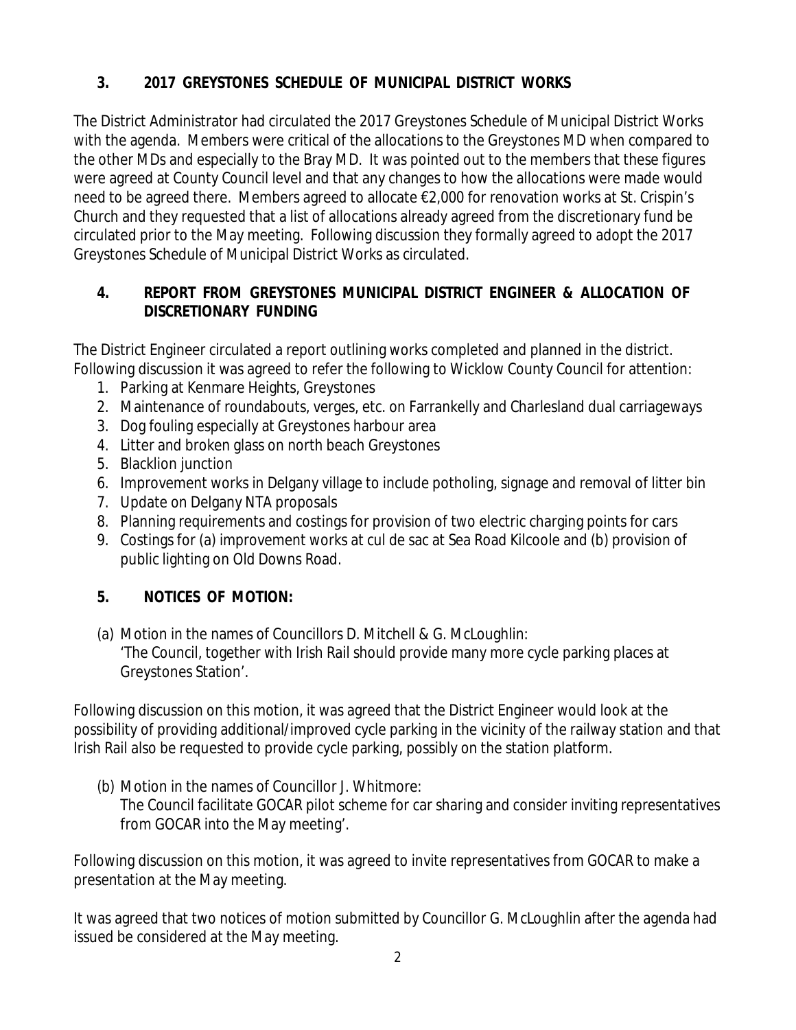## 3. 2017 GREYSTONES SCHEDULE OF MUNICIPAL DISTRICT WORKS

The District Administrator had circulated the 2017 Greystones Schedule of Municipal District Works with the agenda. Members were critical of the allocations to the Greystones MD when compared to the other MDs and especially to the Bray MD. It was pointed out to the members that these figures were agreed at County Council level and that any changes to how the allocations were made would need to be agreed there. Members agreed to allocate €2,000 for renovation works at St. Crispin's Church and they requested that a list of allocations already agreed from the discretionary fund be circulated prior to the May meeting. Following discussion they formally agreed to adopt the 2017 Greystones Schedule of Municipal District Works as circulated.

## 4. REPORT FROM GREYSTONES MUNICIPAL DISTRICT ENGINEER & ALLOCATION OF DISCRETIONARY FUNDING

The District Engineer circulated a report outlining works completed and planned in the district. Following discussion it was agreed to refer the following to Wicklow County Council for attention:

1. Parking at Kenmare Heights, Greystones
2. Maintenance of roundabouts, verges, etc. on Farrankelly and Charlesland dual carriageways
3. Dog fouling especially at Greystones harbour area
4. Litter and broken glass on north beach Greystones
5. Blacklion junction
6. Improvement works in Delgany village to include potholing, signage and removal of litter bin
7. Update on Delgany NTA proposals
8. Planning requirements and costings for provision of two electric charging points for cars
9. Costings for (a) improvement works at cul de sac at Sea Road Kilcoole and (b) provision of public lighting on Old Downs Road.

## 5. NOTICES OF MOTION:

(a) Motion in the names of Councillors D. Mitchell & G. McLoughlin:
'The Council, together with Irish Rail should provide many more cycle parking places at Greystones Station'.

Following discussion on this motion, it was agreed that the District Engineer would look at the possibility of providing additional/improved cycle parking in the vicinity of the railway station and that Irish Rail also be requested to provide cycle parking, possibly on the station platform.

(b) Motion in the names of Councillor J. Whitmore:
The Council facilitate GOCAR pilot scheme for car sharing and consider inviting representatives from GOCAR into the May meeting'.

Following discussion on this motion, it was agreed to invite representatives from GOCAR to make a presentation at the May meeting.

It was agreed that two notices of motion submitted by Councillor G. McLoughlin after the agenda had issued be considered at the May meeting.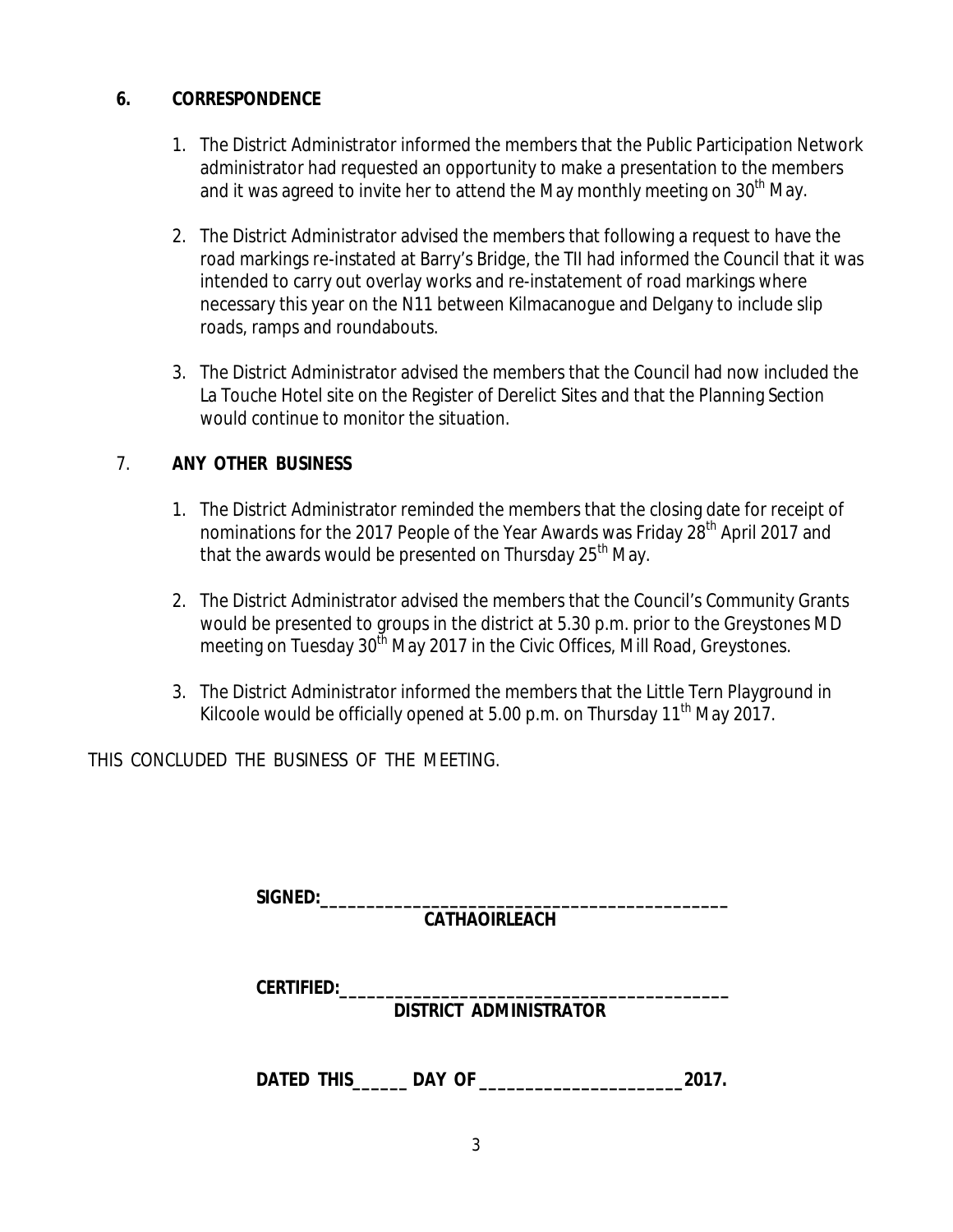## 6. CORRESPONDENCE

1. The District Administrator informed the members that the Public Participation Network administrator had requested an opportunity to make a presentation to the members and it was agreed to invite her to attend the May monthly meeting on 30th May.

2. The District Administrator advised the members that following a request to have the road markings re-instated at Barry's Bridge, the TII had informed the Council that it was intended to carry out overlay works and re-instatement of road markings where necessary this year on the N11 between Kilmacanogue and Delgany to include slip roads, ramps and roundabouts.

3. The District Administrator advised the members that the Council had now included the La Touche Hotel site on the Register of Derelict Sites and that the Planning Section would continue to monitor the situation.

## 7. ANY OTHER BUSINESS

1. The District Administrator reminded the members that the closing date for receipt of nominations for the 2017 People of the Year Awards was Friday 28th April 2017 and that the awards would be presented on Thursday 25th May.

2. The District Administrator advised the members that the Council's Community Grants would be presented to groups in the district at 5.30 p.m. prior to the Greystones MD meeting on Tuesday 30th May 2017 in the Civic Offices, Mill Road, Greystones.

3. The District Administrator informed the members that the Little Tern Playground in Kilcoole would be officially opened at 5.00 p.m. on Thursday 11th May 2017.

THIS CONCLUDED THE BUSINESS OF THE MEETING.

**SIGNED:_____________________________________________**
**CATHAOIRLEACH**

**CERTIFIED:___________________________________________**
**DISTRICT ADMINISTRATOR**

**DATED THIS______ DAY OF ______________________2017.**